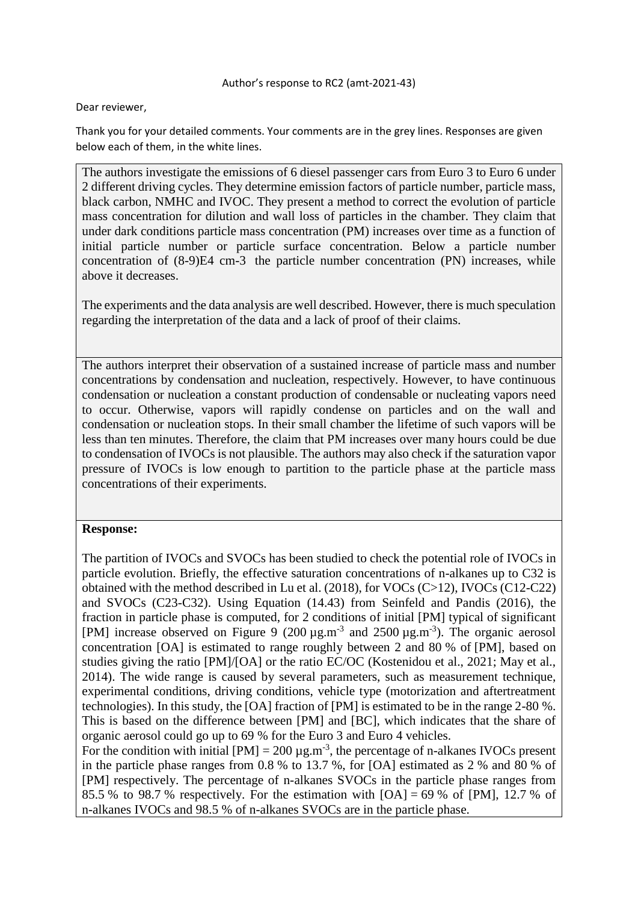Author's response to RC2 (amt-2021-43)

Dear reviewer,

Thank you for your detailed comments. Your comments are in the grey lines. Responses are given below each of them, in the white lines.

The authors investigate the emissions of 6 diesel passenger cars from Euro 3 to Euro 6 under 2 different driving cycles. They determine emission factors of particle number, particle mass, black carbon, NMHC and IVOC. They present a method to correct the evolution of particle mass concentration for dilution and wall loss of particles in the chamber. They claim that under dark conditions particle mass concentration (PM) increases over time as a function of initial particle number or particle surface concentration. Below a particle number concentration of (8-9)E4 cm-3 the particle number concentration (PN) increases, while above it decreases.

The experiments and the data analysis are well described. However, there is much speculation regarding the interpretation of the data and a lack of proof of their claims.

The authors interpret their observation of a sustained increase of particle mass and number concentrations by condensation and nucleation, respectively. However, to have continuous condensation or nucleation a constant production of condensable or nucleating vapors need to occur. Otherwise, vapors will rapidly condense on particles and on the wall and condensation or nucleation stops. In their small chamber the lifetime of such vapors will be less than ten minutes. Therefore, the claim that PM increases over many hours could be due to condensation of IVOCs is not plausible. The authors may also check if the saturation vapor pressure of IVOCs is low enough to partition to the particle phase at the particle mass concentrations of their experiments.

**Response:**

The partition of IVOCs and SVOCs has been studied to check the potential role of IVOCs in particle evolution. Briefly, the effective saturation concentrations of n-alkanes up to C32 is obtained with the method described in Lu et al. (2018), for VOCs (C>12), IVOCs (C12-C22) and SVOCs (C23-C32). Using Equation (14.43) from Seinfeld and Pandis (2016), the fraction in particle phase is computed, for 2 conditions of initial [PM] typical of significant [PM] increase observed on Figure 9 (200 $\mu g.m^{-3}$ and 2500 $\mu g.m^{-3}$). The organic aerosol concentration [OA] is estimated to range roughly between 2 and 80 % of [PM], based on studies giving the ratio [PM]/[OA] or the ratio EC/OC (Kostenidou et al., 2021; May et al., 2014). The wide range is caused by several parameters, such as measurement technique, experimental conditions, driving conditions, vehicle type (motorization and aftertreatment technologies). In this study, the [OA] fraction of [PM] is estimated to be in the range 2-80 %. This is based on the difference between [PM] and [BC], which indicates that the share of organic aerosol could go up to 69 % for the Euro 3 and Euro 4 vehicles.

For the condition with initial [PM] = 200 $\mu g.m^{-3}$, the percentage of n-alkanes IVOCs present in the particle phase ranges from 0.8 % to 13.7 %, for [OA] estimated as 2 % and 80 % of [PM] respectively. The percentage of n-alkanes SVOCs in the particle phase ranges from 85.5 % to 98.7 % respectively. For the estimation with [OA] = 69 % of [PM], 12.7 % of n-alkanes IVOCs and 98.5 % of n-alkanes SVOCs are in the particle phase.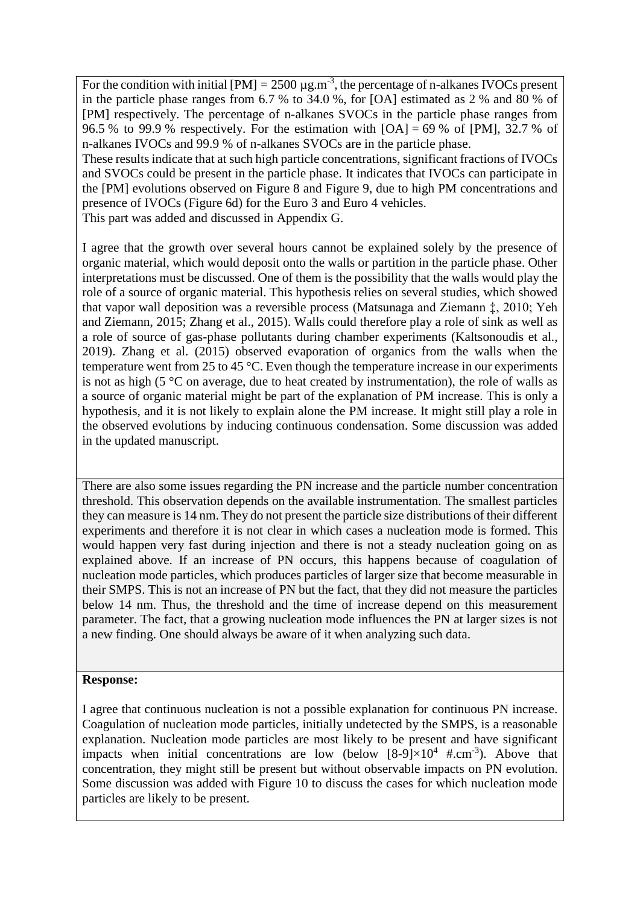For the condition with initial [PM] = 2500 µg.m$^{-3}$, the percentage of n-alkanes IVOCs present in the particle phase ranges from 6.7 % to 34.0 %, for [OA] estimated as 2 % and 80 % of [PM] respectively. The percentage of n-alkanes SVOCs in the particle phase ranges from 96.5 % to 99.9 % respectively. For the estimation with [OA] = 69 % of [PM], 32.7 % of n-alkanes IVOCs and 99.9 % of n-alkanes SVOCs are in the particle phase.

These results indicate that at such high particle concentrations, significant fractions of IVOCs and SVOCs could be present in the particle phase. It indicates that IVOCs can participate in the [PM] evolutions observed on Figure 8 and Figure 9, due to high PM concentrations and presence of IVOCs (Figure 6d) for the Euro 3 and Euro 4 vehicles.

This part was added and discussed in Appendix G.

I agree that the growth over several hours cannot be explained solely by the presence of organic material, which would deposit onto the walls or partition in the particle phase. Other interpretations must be discussed. One of them is the possibility that the walls would play the role of a source of organic material. This hypothesis relies on several studies, which showed that vapor wall deposition was a reversible process (Matsunaga and Ziemann ‡, 2010; Yeh and Ziemann, 2015; Zhang et al., 2015). Walls could therefore play a role of sink as well as a role of source of gas-phase pollutants during chamber experiments (Kaltsonoudis et al., 2019). Zhang et al. (2015) observed evaporation of organics from the walls when the temperature went from 25 to 45 °C. Even though the temperature increase in our experiments is not as high (5 °C on average, due to heat created by instrumentation), the role of walls as a source of organic material might be part of the explanation of PM increase. This is only a hypothesis, and it is not likely to explain alone the PM increase. It might still play a role in the observed evolutions by inducing continuous condensation. Some discussion was added in the updated manuscript.

There are also some issues regarding the PN increase and the particle number concentration threshold. This observation depends on the available instrumentation. The smallest particles they can measure is 14 nm. They do not present the particle size distributions of their different experiments and therefore it is not clear in which cases a nucleation mode is formed. This would happen very fast during injection and there is not a steady nucleation going on as explained above. If an increase of PN occurs, this happens because of coagulation of nucleation mode particles, which produces particles of larger size that become measurable in their SMPS. This is not an increase of PN but the fact, that they did not measure the particles below 14 nm. Thus, the threshold and the time of increase depend on this measurement parameter. The fact, that a growing nucleation mode influences the PN at larger sizes is not a new finding. One should always be aware of it when analyzing such data.

**Response:**

I agree that continuous nucleation is not a possible explanation for continuous PN increase. Coagulation of nucleation mode particles, initially undetected by the SMPS, is a reasonable explanation. Nucleation mode particles are most likely to be present and have significant impacts when initial concentrations are low (below $[8\text{-}9]\times10^{4}$ #.cm$^{-3}$). Above that concentration, they might still be present but without observable impacts on PN evolution. Some discussion was added with Figure 10 to discuss the cases for which nucleation mode particles are likely to be present.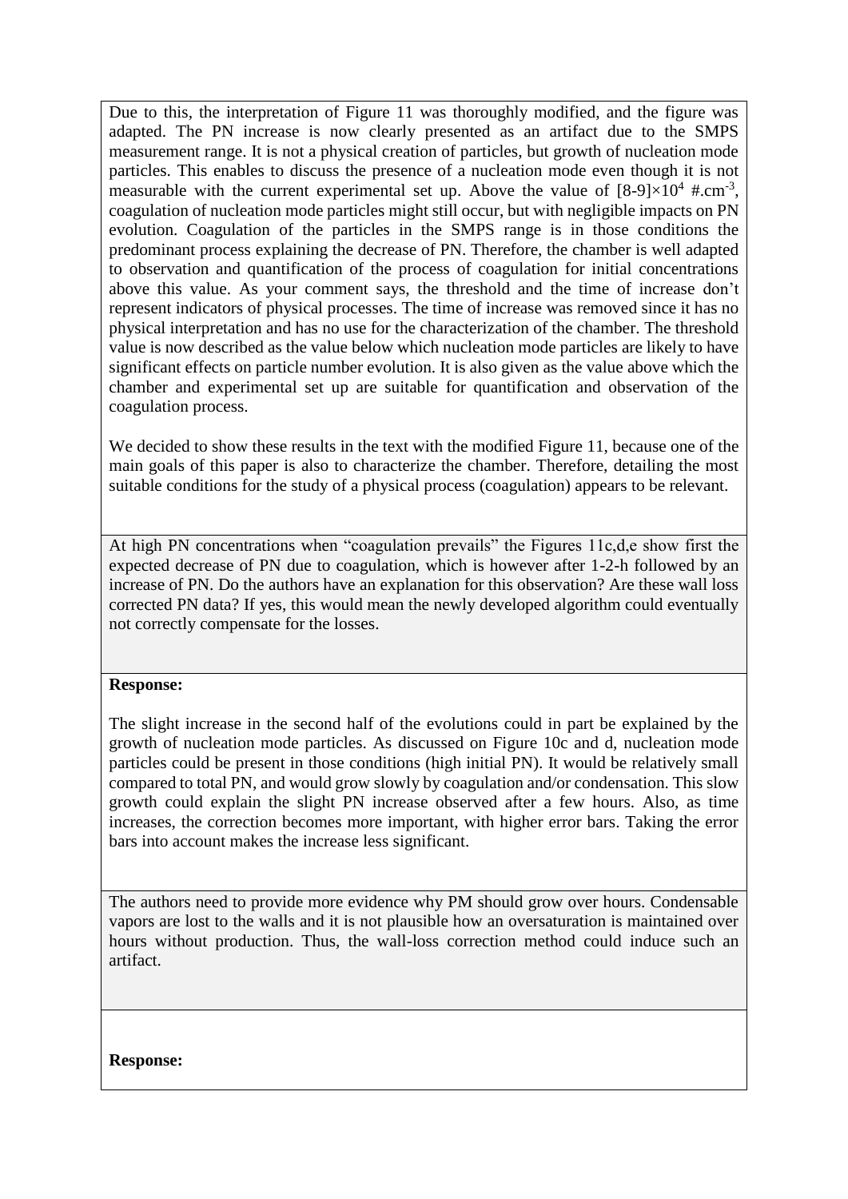Due to this, the interpretation of Figure 11 was thoroughly modified, and the figure was adapted. The PN increase is now clearly presented as an artifact due to the SMPS measurement range. It is not a physical creation of particles, but growth of nucleation mode particles. This enables to discuss the presence of a nucleation mode even though it is not measurable with the current experimental set up. Above the value of $[8\text{-}9]\times10^4$ $\#.cm^{-3}$, coagulation of nucleation mode particles might still occur, but with negligible impacts on PN evolution. Coagulation of the particles in the SMPS range is in those conditions the predominant process explaining the decrease of PN. Therefore, the chamber is well adapted to observation and quantification of the process of coagulation for initial concentrations above this value. As your comment says, the threshold and the time of increase don't represent indicators of physical processes. The time of increase was removed since it has no physical interpretation and has no use for the characterization of the chamber. The threshold value is now described as the value below which nucleation mode particles are likely to have significant effects on particle number evolution. It is also given as the value above which the chamber and experimental set up are suitable for quantification and observation of the coagulation process.

We decided to show these results in the text with the modified Figure 11, because one of the main goals of this paper is also to characterize the chamber. Therefore, detailing the most suitable conditions for the study of a physical process (coagulation) appears to be relevant.

At high PN concentrations when "coagulation prevails" the Figures 11c,d,e show first the expected decrease of PN due to coagulation, which is however after 1-2-h followed by an increase of PN. Do the authors have an explanation for this observation? Are these wall loss corrected PN data? If yes, this would mean the newly developed algorithm could eventually not correctly compensate for the losses.

**Response:**

The slight increase in the second half of the evolutions could in part be explained by the growth of nucleation mode particles. As discussed on Figure 10c and d, nucleation mode particles could be present in those conditions (high initial PN). It would be relatively small compared to total PN, and would grow slowly by coagulation and/or condensation. This slow growth could explain the slight PN increase observed after a few hours. Also, as time increases, the correction becomes more important, with higher error bars. Taking the error bars into account makes the increase less significant.

The authors need to provide more evidence why PM should grow over hours. Condensable vapors are lost to the walls and it is not plausible how an oversaturation is maintained over hours without production. Thus, the wall-loss correction method could induce such an artifact.

**Response:**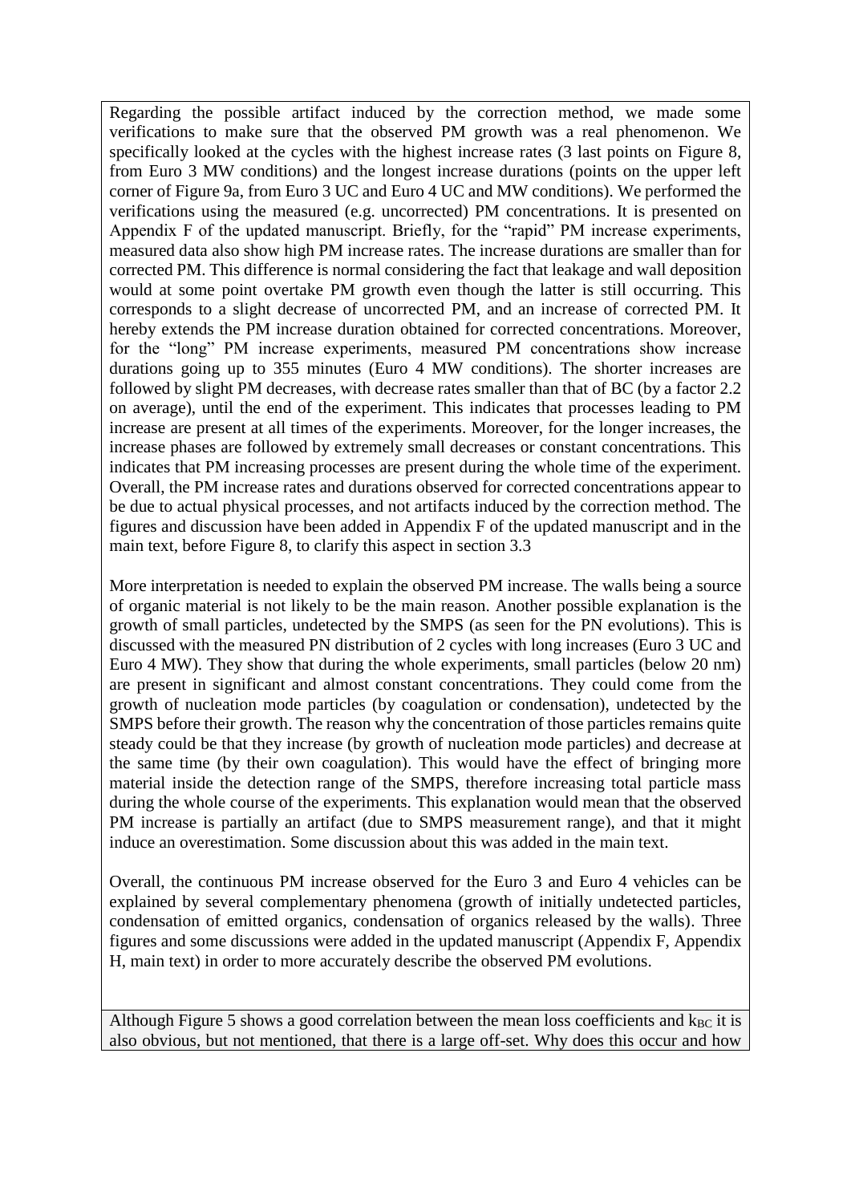Regarding the possible artifact induced by the correction method, we made some verifications to make sure that the observed PM growth was a real phenomenon. We specifically looked at the cycles with the highest increase rates (3 last points on Figure 8, from Euro 3 MW conditions) and the longest increase durations (points on the upper left corner of Figure 9a, from Euro 3 UC and Euro 4 UC and MW conditions). We performed the verifications using the measured (e.g. uncorrected) PM concentrations. It is presented on Appendix F of the updated manuscript. Briefly, for the "rapid" PM increase experiments, measured data also show high PM increase rates. The increase durations are smaller than for corrected PM. This difference is normal considering the fact that leakage and wall deposition would at some point overtake PM growth even though the latter is still occurring. This corresponds to a slight decrease of uncorrected PM, and an increase of corrected PM. It hereby extends the PM increase duration obtained for corrected concentrations. Moreover, for the "long" PM increase experiments, measured PM concentrations show increase durations going up to 355 minutes (Euro 4 MW conditions). The shorter increases are followed by slight PM decreases, with decrease rates smaller than that of BC (by a factor 2.2 on average), until the end of the experiment. This indicates that processes leading to PM increase are present at all times of the experiments. Moreover, for the longer increases, the increase phases are followed by extremely small decreases or constant concentrations. This indicates that PM increasing processes are present during the whole time of the experiment. Overall, the PM increase rates and durations observed for corrected concentrations appear to be due to actual physical processes, and not artifacts induced by the correction method. The figures and discussion have been added in Appendix F of the updated manuscript and in the main text, before Figure 8, to clarify this aspect in section 3.3

More interpretation is needed to explain the observed PM increase. The walls being a source of organic material is not likely to be the main reason. Another possible explanation is the growth of small particles, undetected by the SMPS (as seen for the PN evolutions). This is discussed with the measured PN distribution of 2 cycles with long increases (Euro 3 UC and Euro 4 MW). They show that during the whole experiments, small particles (below 20 nm) are present in significant and almost constant concentrations. They could come from the growth of nucleation mode particles (by coagulation or condensation), undetected by the SMPS before their growth. The reason why the concentration of those particles remains quite steady could be that they increase (by growth of nucleation mode particles) and decrease at the same time (by their own coagulation). This would have the effect of bringing more material inside the detection range of the SMPS, therefore increasing total particle mass during the whole course of the experiments. This explanation would mean that the observed PM increase is partially an artifact (due to SMPS measurement range), and that it might induce an overestimation. Some discussion about this was added in the main text.

Overall, the continuous PM increase observed for the Euro 3 and Euro 4 vehicles can be explained by several complementary phenomena (growth of initially undetected particles, condensation of emitted organics, condensation of organics released by the walls). Three figures and some discussions were added in the updated manuscript (Appendix F, Appendix H, main text) in order to more accurately describe the observed PM evolutions.

Although Figure 5 shows a good correlation between the mean loss coefficients and $k_{BC}$ it is also obvious, but not mentioned, that there is a large off-set. Why does this occur and how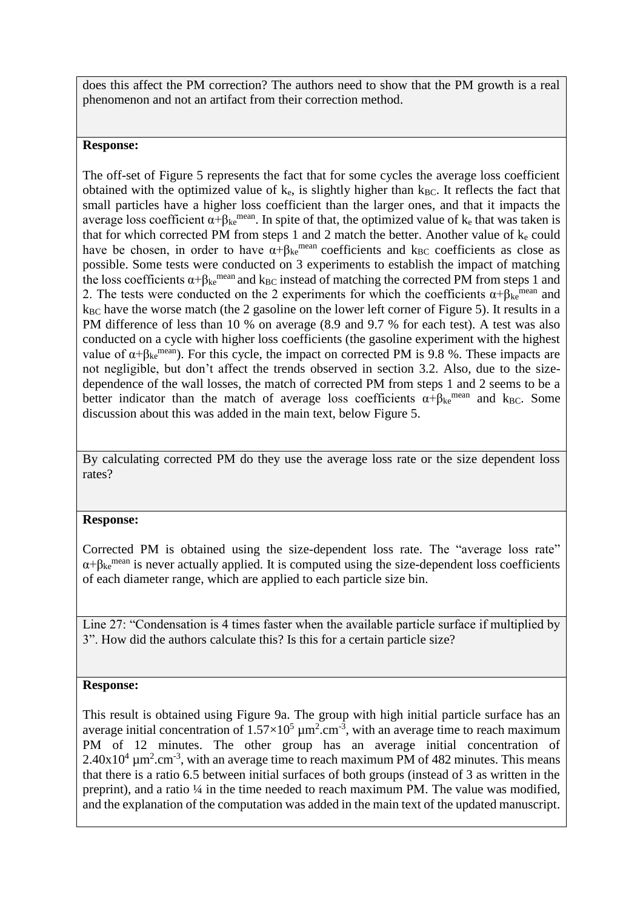does this affect the PM correction? The authors need to show that the PM growth is a real phenomenon and not an artifact from their correction method.

**Response:**

The off-set of Figure 5 represents the fact that for some cycles the average loss coefficient obtained with the optimized value of $k_e$, is slightly higher than $k_{BC}$. It reflects the fact that small particles have a higher loss coefficient than the larger ones, and that it impacts the average loss coefficient $\alpha+\beta_{ke}^{mean}$. In spite of that, the optimized value of $k_e$ that was taken is that for which corrected PM from steps 1 and 2 match the better. Another value of $k_e$ could have be chosen, in order to have $\alpha+\beta_{ke}^{mean}$ coefficients and $k_{BC}$ coefficients as close as possible. Some tests were conducted on 3 experiments to establish the impact of matching the loss coefficients $\alpha+\beta_{ke}^{mean}$ and $k_{BC}$ instead of matching the corrected PM from steps 1 and 2. The tests were conducted on the 2 experiments for which the coefficients $\alpha+\beta_{ke}^{mean}$ and $k_{BC}$ have the worse match (the 2 gasoline on the lower left corner of Figure 5). It results in a PM difference of less than 10 % on average (8.9 and 9.7 % for each test). A test was also conducted on a cycle with higher loss coefficients (the gasoline experiment with the highest value of $\alpha+\beta_{ke}^{mean}$). For this cycle, the impact on corrected PM is 9.8 %. These impacts are not negligible, but don't affect the trends observed in section 3.2. Also, due to the size-dependence of the wall losses, the match of corrected PM from steps 1 and 2 seems to be a better indicator than the match of average loss coefficients $\alpha+\beta_{ke}^{mean}$ and $k_{BC}$. Some discussion about this was added in the main text, below Figure 5.

By calculating corrected PM do they use the average loss rate or the size dependent loss rates?

**Response:**

Corrected PM is obtained using the size-dependent loss rate. The "average loss rate" $\alpha+\beta_{ke}^{mean}$ is never actually applied. It is computed using the size-dependent loss coefficients of each diameter range, which are applied to each particle size bin.

Line 27: "Condensation is 4 times faster when the available particle surface if multiplied by 3". How did the authors calculate this? Is this for a certain particle size?

**Response:**

This result is obtained using Figure 9a. The group with high initial particle surface has an average initial concentration of $1.57\times10^5$ $\mu m^2.cm^{-3}$, with an average time to reach maximum PM of 12 minutes. The other group has an average initial concentration of $2.40\times10^4$ $\mu m^2.cm^{-3}$, with an average time to reach maximum PM of 482 minutes. This means that there is a ratio 6.5 between initial surfaces of both groups (instead of 3 as written in the preprint), and a ratio ¼ in the time needed to reach maximum PM. The value was modified, and the explanation of the computation was added in the main text of the updated manuscript.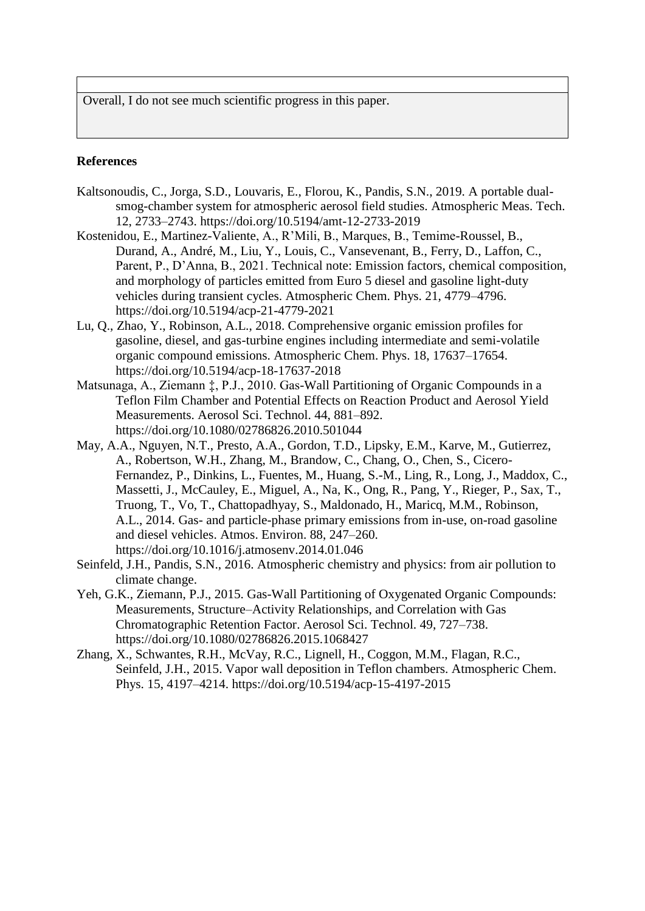| |
|---|
| Overall, I do not see much scientific progress in this paper. |

**References**

Kaltsonoudis, C., Jorga, S.D., Louvaris, E., Florou, K., Pandis, S.N., 2019. A portable dual-smog-chamber system for atmospheric aerosol field studies. Atmospheric Meas. Tech. 12, 2733–2743. https://doi.org/10.5194/amt-12-2733-2019

Kostenidou, E., Martinez-Valiente, A., R'Mili, B., Marques, B., Temime-Roussel, B., Durand, A., André, M., Liu, Y., Louis, C., Vansevenant, B., Ferry, D., Laffon, C., Parent, P., D'Anna, B., 2021. Technical note: Emission factors, chemical composition, and morphology of particles emitted from Euro 5 diesel and gasoline light-duty vehicles during transient cycles. Atmospheric Chem. Phys. 21, 4779–4796. https://doi.org/10.5194/acp-21-4779-2021

Lu, Q., Zhao, Y., Robinson, A.L., 2018. Comprehensive organic emission profiles for gasoline, diesel, and gas-turbine engines including intermediate and semi-volatile organic compound emissions. Atmospheric Chem. Phys. 18, 17637–17654. https://doi.org/10.5194/acp-18-17637-2018

Matsunaga, A., Ziemann ‡, P.J., 2010. Gas-Wall Partitioning of Organic Compounds in a Teflon Film Chamber and Potential Effects on Reaction Product and Aerosol Yield Measurements. Aerosol Sci. Technol. 44, 881–892. https://doi.org/10.1080/02786826.2010.501044

May, A.A., Nguyen, N.T., Presto, A.A., Gordon, T.D., Lipsky, E.M., Karve, M., Gutierrez, A., Robertson, W.H., Zhang, M., Brandow, C., Chang, O., Chen, S., Cicero-Fernandez, P., Dinkins, L., Fuentes, M., Huang, S.-M., Ling, R., Long, J., Maddox, C., Massetti, J., McCauley, E., Miguel, A., Na, K., Ong, R., Pang, Y., Rieger, P., Sax, T., Truong, T., Vo, T., Chattopadhyay, S., Maldonado, H., Maricq, M.M., Robinson, A.L., 2014. Gas- and particle-phase primary emissions from in-use, on-road gasoline and diesel vehicles. Atmos. Environ. 88, 247–260. https://doi.org/10.1016/j.atmosenv.2014.01.046

Seinfeld, J.H., Pandis, S.N., 2016. Atmospheric chemistry and physics: from air pollution to climate change.

Yeh, G.K., Ziemann, P.J., 2015. Gas-Wall Partitioning of Oxygenated Organic Compounds: Measurements, Structure–Activity Relationships, and Correlation with Gas Chromatographic Retention Factor. Aerosol Sci. Technol. 49, 727–738. https://doi.org/10.1080/02786826.2015.1068427

Zhang, X., Schwantes, R.H., McVay, R.C., Lignell, H., Coggon, M.M., Flagan, R.C., Seinfeld, J.H., 2015. Vapor wall deposition in Teflon chambers. Atmospheric Chem. Phys. 15, 4197–4214. https://doi.org/10.5194/acp-15-4197-2015